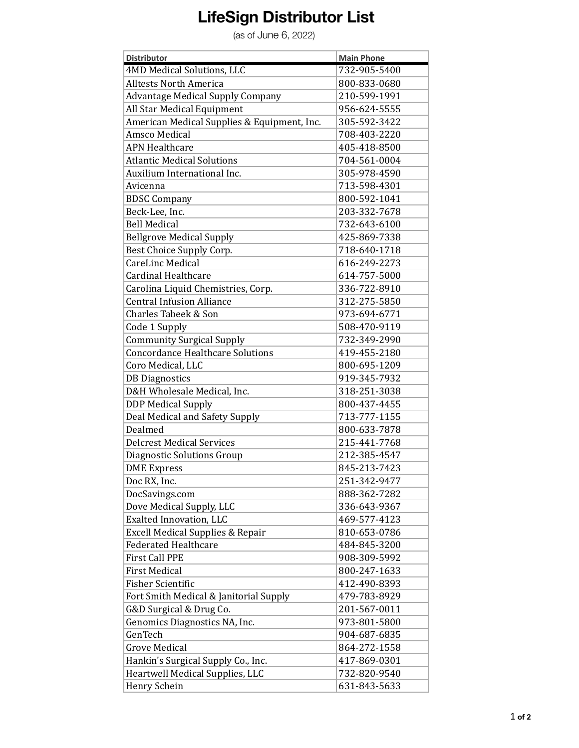# LifeSign Distributor List

(as of June 6, 2022)

| Distributor | Main Phone |
|---|---|
| 4MD Medical Solutions, LLC | 732-905-5400 |
| Alltests North America | 800-833-0680 |
| Advantage Medical Supply Company | 210-599-1991 |
| All Star Medical Equipment | 956-624-5555 |
| American Medical Supplies & Equipment, Inc. | 305-592-3422 |
| Amsco Medical | 708-403-2220 |
| APN Healthcare | 405-418-8500 |
| Atlantic Medical Solutions | 704-561-0004 |
| Auxilium International Inc. | 305-978-4590 |
| Avicenna | 713-598-4301 |
| BDSC Company | 800-592-1041 |
| Beck-Lee, Inc. | 203-332-7678 |
| Bell Medical | 732-643-6100 |
| Bellgrove Medical Supply | 425-869-7338 |
| Best Choice Supply Corp. | 718-640-1718 |
| CareLinc Medical | 616-249-2273 |
| Cardinal Healthcare | 614-757-5000 |
| Carolina Liquid Chemistries, Corp. | 336-722-8910 |
| Central Infusion Alliance | 312-275-5850 |
| Charles Tabeek & Son | 973-694-6771 |
| Code 1 Supply | 508-470-9119 |
| Community Surgical Supply | 732-349-2990 |
| Concordance Healthcare Solutions | 419-455-2180 |
| Coro Medical, LLC | 800-695-1209 |
| DB Diagnostics | 919-345-7932 |
| D&H Wholesale Medical, Inc. | 318-251-3038 |
| DDP Medical Supply | 800-437-4455 |
| Deal Medical and Safety Supply | 713-777-1155 |
| Dealmed | 800-633-7878 |
| Delcrest Medical Services | 215-441-7768 |
| Diagnostic Solutions Group | 212-385-4547 |
| DME Express | 845-213-7423 |
| Doc RX, Inc. | 251-342-9477 |
| DocSavings.com | 888-362-7282 |
| Dove Medical Supply, LLC | 336-643-9367 |
| Exalted Innovation, LLC | 469-577-4123 |
| Excell Medical Supplies & Repair | 810-653-0786 |
| Federated Healthcare | 484-845-3200 |
| First Call PPE | 908-309-5992 |
| First Medical | 800-247-1633 |
| Fisher Scientific | 412-490-8393 |
| Fort Smith Medical & Janitorial Supply | 479-783-8929 |
| G&D Surgical & Drug Co. | 201-567-0011 |
| Genomics Diagnostics NA, Inc. | 973-801-5800 |
| GenTech | 904-687-6835 |
| Grove Medical | 864-272-1558 |
| Hankin's Surgical Supply Co., Inc. | 417-869-0301 |
| Heartwell Medical Supplies, LLC | 732-820-9540 |
| Henry Schein | 631-843-5633 |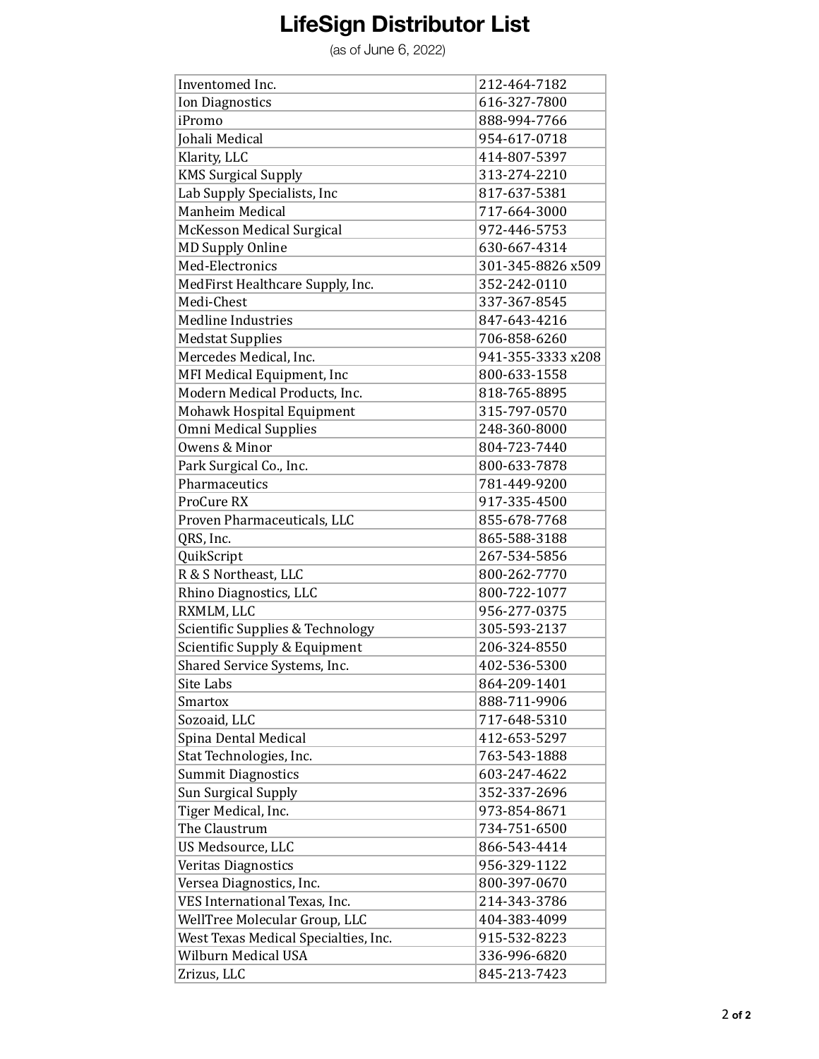# LifeSign Distributor List

(as of June 6, 2022)

| | |
|---|---|
| Inventomed Inc. | 212-464-7182 |
| Ion Diagnostics | 616-327-7800 |
| iPromo | 888-994-7766 |
| Johali Medical | 954-617-0718 |
| Klarity, LLC | 414-807-5397 |
| KMS Surgical Supply | 313-274-2210 |
| Lab Supply Specialists, Inc | 817-637-5381 |
| Manheim Medical | 717-664-3000 |
| McKesson Medical Surgical | 972-446-5753 |
| MD Supply Online | 630-667-4314 |
| Med-Electronics | 301-345-8826 x509 |
| MedFirst Healthcare Supply, Inc. | 352-242-0110 |
| Medi-Chest | 337-367-8545 |
| Medline Industries | 847-643-4216 |
| Medstat Supplies | 706-858-6260 |
| Mercedes Medical, Inc. | 941-355-3333 x208 |
| MFI Medical Equipment, Inc | 800-633-1558 |
| Modern Medical Products, Inc. | 818-765-8895 |
| Mohawk Hospital Equipment | 315-797-0570 |
| Omni Medical Supplies | 248-360-8000 |
| Owens & Minor | 804-723-7440 |
| Park Surgical Co., Inc. | 800-633-7878 |
| Pharmaceutics | 781-449-9200 |
| ProCure RX | 917-335-4500 |
| Proven Pharmaceuticals, LLC | 855-678-7768 |
| QRS, Inc. | 865-588-3188 |
| QuikScript | 267-534-5856 |
| R & S Northeast, LLC | 800-262-7770 |
| Rhino Diagnostics, LLC | 800-722-1077 |
| RXMLM, LLC | 956-277-0375 |
| Scientific Supplies & Technology | 305-593-2137 |
| Scientific Supply & Equipment | 206-324-8550 |
| Shared Service Systems, Inc. | 402-536-5300 |
| Site Labs | 864-209-1401 |
| Smartox | 888-711-9906 |
| Sozoaid, LLC | 717-648-5310 |
| Spina Dental Medical | 412-653-5297 |
| Stat Technologies, Inc. | 763-543-1888 |
| Summit Diagnostics | 603-247-4622 |
| Sun Surgical Supply | 352-337-2696 |
| Tiger Medical, Inc. | 973-854-8671 |
| The Claustrum | 734-751-6500 |
| US Medsource, LLC | 866-543-4414 |
| Veritas Diagnostics | 956-329-1122 |
| Versea Diagnostics, Inc. | 800-397-0670 |
| VES International Texas, Inc. | 214-343-3786 |
| WellTree Molecular Group, LLC | 404-383-4099 |
| West Texas Medical Specialties, Inc. | 915-532-8223 |
| Wilburn Medical USA | 336-996-6820 |
| Zrizus, LLC | 845-213-7423 |